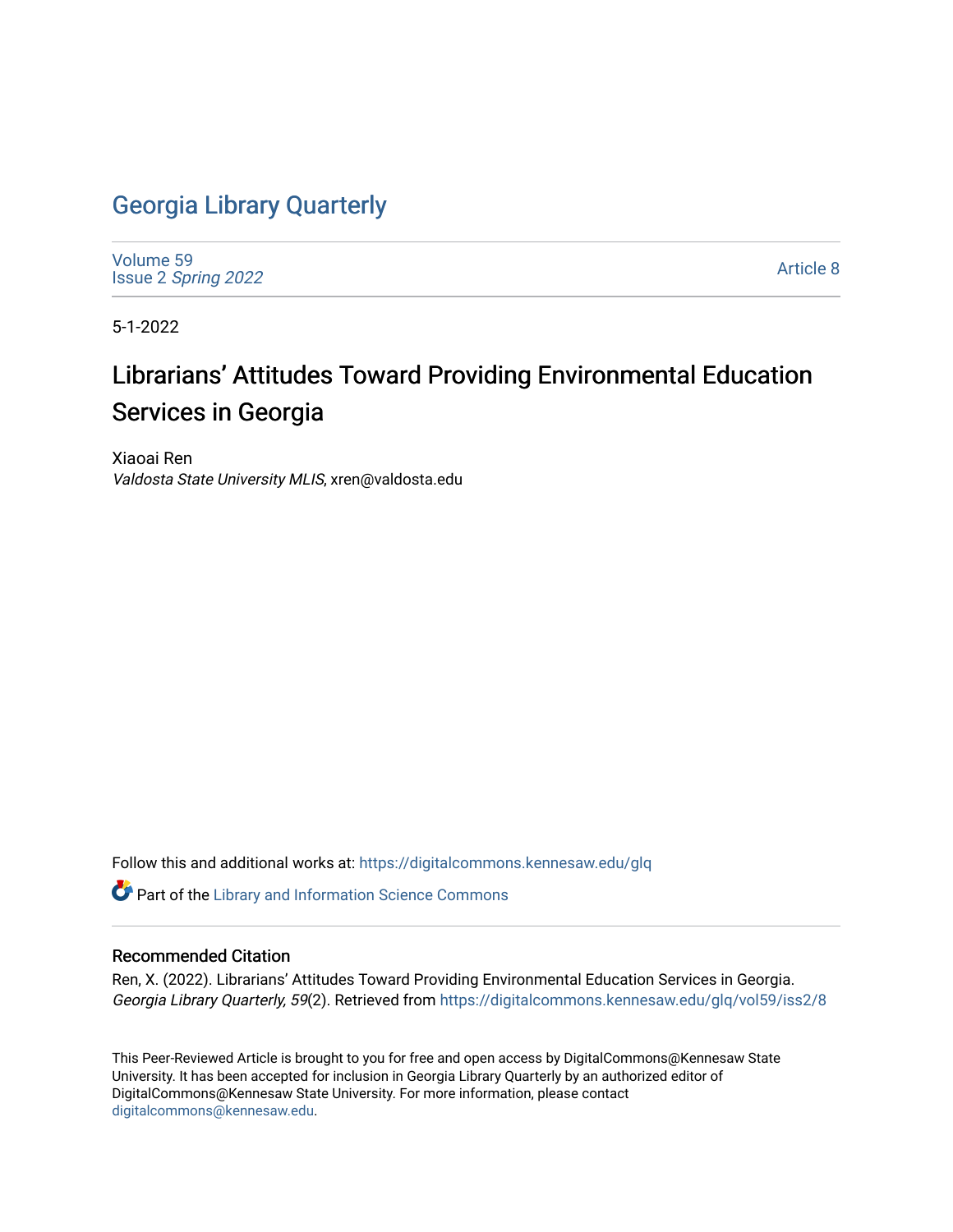# Georgia Library Quarterly

Volume 59
Issue 2 *Spring 2022*

Article 8

5-1-2022

## Librarians’ Attitudes Toward Providing Environmental Education Services in Georgia

Xiaoai Ren
*Valdosta State University MLIS*, xren@valdosta.edu

Follow this and additional works at: https://digitalcommons.kennesaw.edu/glq

Part of the Library and Information Science Commons

### Recommended Citation

Ren, X. (2022). Librarians’ Attitudes Toward Providing Environmental Education Services in Georgia. *Georgia Library Quarterly, 59*(2). Retrieved from https://digitalcommons.kennesaw.edu/glq/vol59/iss2/8

This Peer-Reviewed Article is brought to you for free and open access by DigitalCommons@Kennesaw State University. It has been accepted for inclusion in Georgia Library Quarterly by an authorized editor of DigitalCommons@Kennesaw State University. For more information, please contact digitalcommons@kennesaw.edu.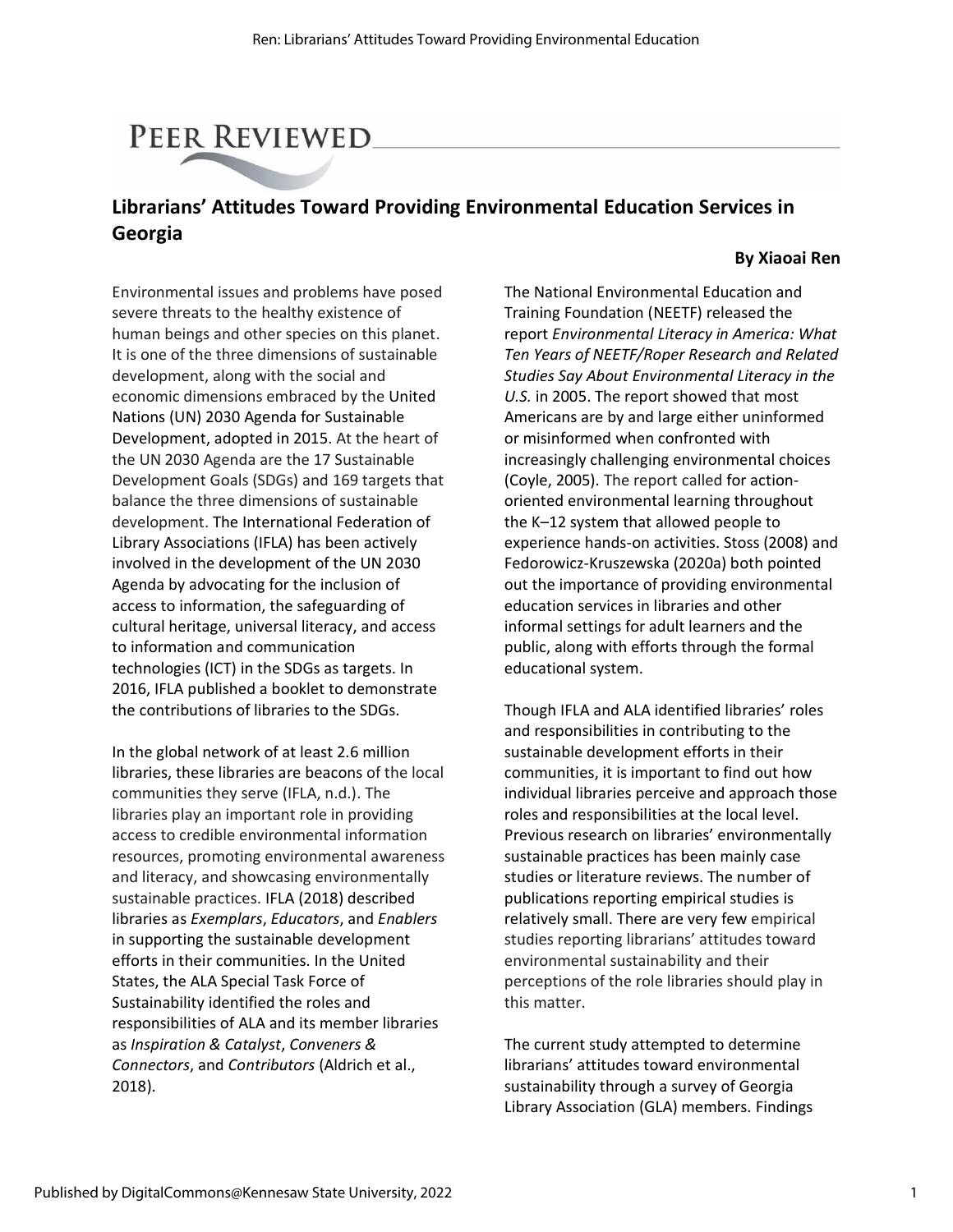**PEER REVIEWED**

# Librarians' Attitudes Toward Providing Environmental Education Services in Georgia

**By Xiaoai Ren**

Environmental issues and problems have posed severe threats to the healthy existence of human beings and other species on this planet. It is one of the three dimensions of sustainable development, along with the social and economic dimensions embraced by the United Nations (UN) 2030 Agenda for Sustainable Development, adopted in 2015. At the heart of the UN 2030 Agenda are the 17 Sustainable Development Goals (SDGs) and 169 targets that balance the three dimensions of sustainable development. The International Federation of Library Associations (IFLA) has been actively involved in the development of the UN 2030 Agenda by advocating for the inclusion of access to information, the safeguarding of cultural heritage, universal literacy, and access to information and communication technologies (ICT) in the SDGs as targets. In 2016, IFLA published a booklet to demonstrate the contributions of libraries to the SDGs.

In the global network of at least 2.6 million libraries, these libraries are beacons of the local communities they serve (IFLA, n.d.). The libraries play an important role in providing access to credible environmental information resources, promoting environmental awareness and literacy, and showcasing environmentally sustainable practices. IFLA (2018) described libraries as *Exemplars*, *Educators*, and *Enablers* in supporting the sustainable development efforts in their communities. In the United States, the ALA Special Task Force of Sustainability identified the roles and responsibilities of ALA and its member libraries as *Inspiration & Catalyst*, *Conveners & Connectors*, and *Contributors* (Aldrich et al., 2018).

The National Environmental Education and Training Foundation (NEETF) released the report *Environmental Literacy in America: What Ten Years of NEETF/Roper Research and Related Studies Say About Environmental Literacy in the U.S.* in 2005. The report showed that most Americans are by and large either uninformed or misinformed when confronted with increasingly challenging environmental choices (Coyle, 2005). The report called for action-oriented environmental learning throughout the K–12 system that allowed people to experience hands-on activities. Stoss (2008) and Fedorowicz-Kruszewska (2020a) both pointed out the importance of providing environmental education services in libraries and other informal settings for adult learners and the public, along with efforts through the formal educational system.

Though IFLA and ALA identified libraries' roles and responsibilities in contributing to the sustainable development efforts in their communities, it is important to find out how individual libraries perceive and approach those roles and responsibilities at the local level. Previous research on libraries' environmentally sustainable practices has been mainly case studies or literature reviews. The number of publications reporting empirical studies is relatively small. There are very few empirical studies reporting librarians' attitudes toward environmental sustainability and their perceptions of the role libraries should play in this matter.

The current study attempted to determine librarians' attitudes toward environmental sustainability through a survey of Georgia Library Association (GLA) members. Findings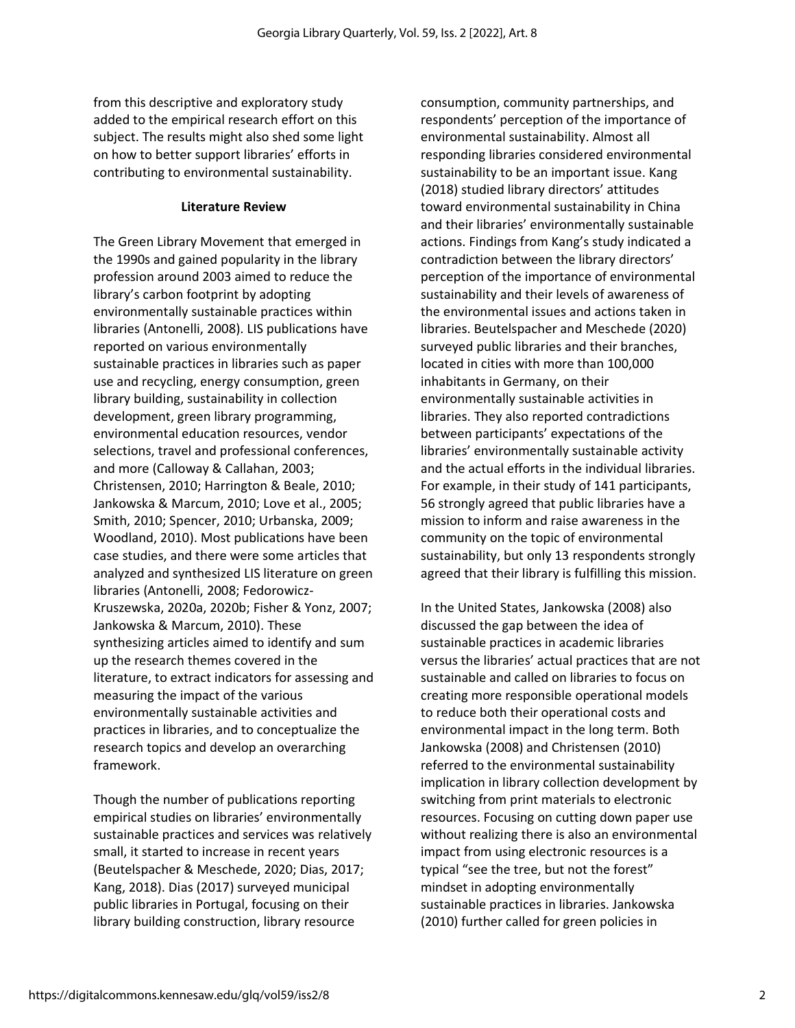from this descriptive and exploratory study added to the empirical research effort on this subject. The results might also shed some light on how to better support libraries' efforts in contributing to environmental sustainability.

## Literature Review

The Green Library Movement that emerged in the 1990s and gained popularity in the library profession around 2003 aimed to reduce the library's carbon footprint by adopting environmentally sustainable practices within libraries (Antonelli, 2008). LIS publications have reported on various environmentally sustainable practices in libraries such as paper use and recycling, energy consumption, green library building, sustainability in collection development, green library programming, environmental education resources, vendor selections, travel and professional conferences, and more (Calloway & Callahan, 2003; Christensen, 2010; Harrington & Beale, 2010; Jankowska & Marcum, 2010; Love et al., 2005; Smith, 2010; Spencer, 2010; Urbanska, 2009; Woodland, 2010). Most publications have been case studies, and there were some articles that analyzed and synthesized LIS literature on green libraries (Antonelli, 2008; Fedorowicz-Kruszewska, 2020a, 2020b; Fisher & Yonz, 2007; Jankowska & Marcum, 2010). These synthesizing articles aimed to identify and sum up the research themes covered in the literature, to extract indicators for assessing and measuring the impact of the various environmentally sustainable activities and practices in libraries, and to conceptualize the research topics and develop an overarching framework.

Though the number of publications reporting empirical studies on libraries' environmentally sustainable practices and services was relatively small, it started to increase in recent years (Beutelspacher & Meschede, 2020; Dias, 2017; Kang, 2018). Dias (2017) surveyed municipal public libraries in Portugal, focusing on their library building construction, library resource consumption, community partnerships, and respondents' perception of the importance of environmental sustainability. Almost all responding libraries considered environmental sustainability to be an important issue. Kang (2018) studied library directors' attitudes toward environmental sustainability in China and their libraries' environmentally sustainable actions. Findings from Kang's study indicated a contradiction between the library directors' perception of the importance of environmental sustainability and their levels of awareness of the environmental issues and actions taken in libraries. Beutelspacher and Meschede (2020) surveyed public libraries and their branches, located in cities with more than 100,000 inhabitants in Germany, on their environmentally sustainable activities in libraries. They also reported contradictions between participants' expectations of the libraries' environmentally sustainable activity and the actual efforts in the individual libraries. For example, in their study of 141 participants, 56 strongly agreed that public libraries have a mission to inform and raise awareness in the community on the topic of environmental sustainability, but only 13 respondents strongly agreed that their library is fulfilling this mission.

In the United States, Jankowska (2008) also discussed the gap between the idea of sustainable practices in academic libraries versus the libraries' actual practices that are not sustainable and called on libraries to focus on creating more responsible operational models to reduce both their operational costs and environmental impact in the long term. Both Jankowska (2008) and Christensen (2010) referred to the environmental sustainability implication in library collection development by switching from print materials to electronic resources. Focusing on cutting down paper use without realizing there is also an environmental impact from using electronic resources is a typical "see the tree, but not the forest" mindset in adopting environmentally sustainable practices in libraries. Jankowska (2010) further called for green policies in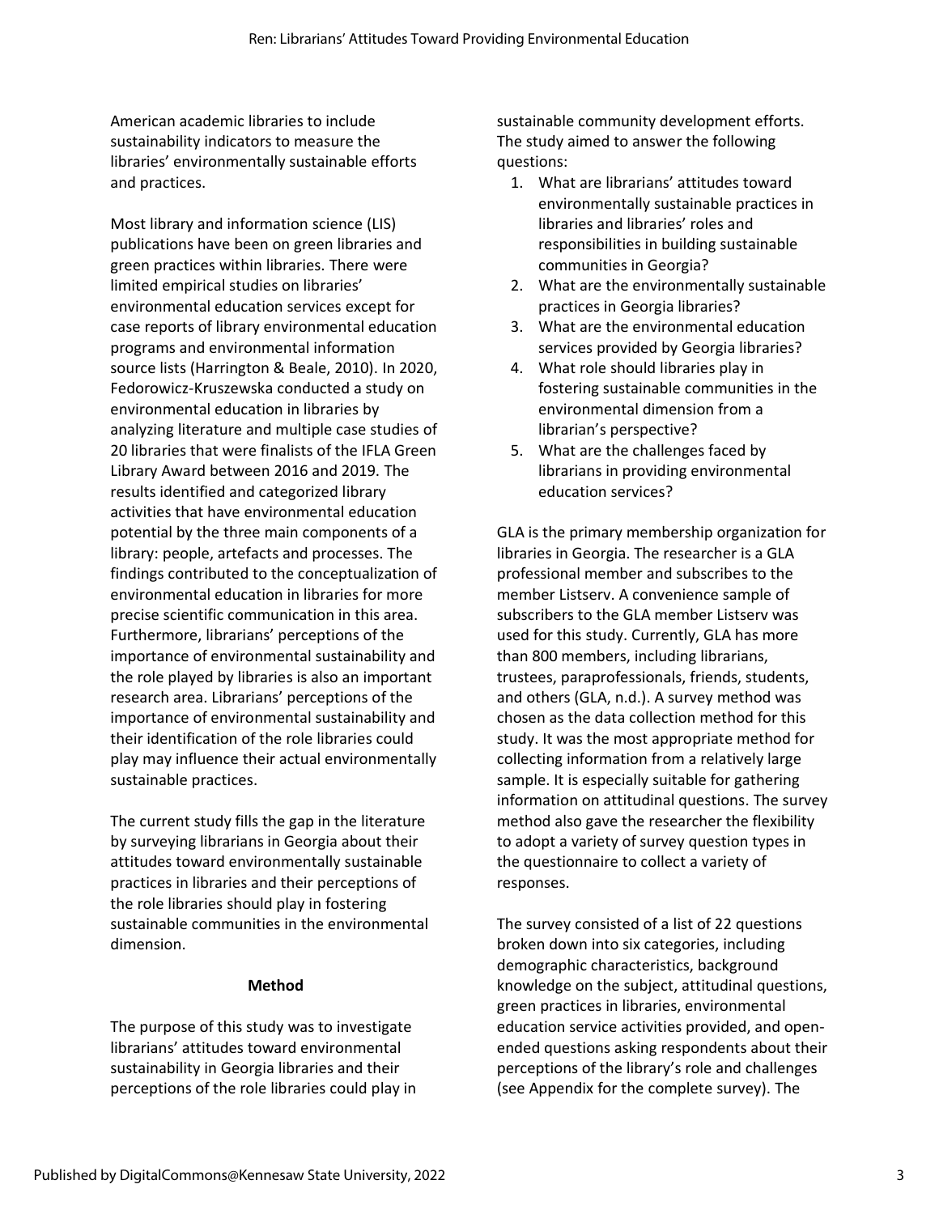American academic libraries to include sustainability indicators to measure the libraries' environmentally sustainable efforts and practices.

Most library and information science (LIS) publications have been on green libraries and green practices within libraries. There were limited empirical studies on libraries' environmental education services except for case reports of library environmental education programs and environmental information source lists (Harrington & Beale, 2010). In 2020, Fedorowicz-Kruszewska conducted a study on environmental education in libraries by analyzing literature and multiple case studies of 20 libraries that were finalists of the IFLA Green Library Award between 2016 and 2019. The results identified and categorized library activities that have environmental education potential by the three main components of a library: people, artefacts and processes. The findings contributed to the conceptualization of environmental education in libraries for more precise scientific communication in this area. Furthermore, librarians' perceptions of the importance of environmental sustainability and the role played by libraries is also an important research area. Librarians' perceptions of the importance of environmental sustainability and their identification of the role libraries could play may influence their actual environmentally sustainable practices.

The current study fills the gap in the literature by surveying librarians in Georgia about their attitudes toward environmentally sustainable practices in libraries and their perceptions of the role libraries should play in fostering sustainable communities in the environmental dimension.

## Method

The purpose of this study was to investigate librarians' attitudes toward environmental sustainability in Georgia libraries and their perceptions of the role libraries could play in sustainable community development efforts. The study aimed to answer the following questions:

1. What are librarians' attitudes toward environmentally sustainable practices in libraries and libraries' roles and responsibilities in building sustainable communities in Georgia?
2. What are the environmentally sustainable practices in Georgia libraries?
3. What are the environmental education services provided by Georgia libraries?
4. What role should libraries play in fostering sustainable communities in the environmental dimension from a librarian's perspective?
5. What are the challenges faced by librarians in providing environmental education services?

GLA is the primary membership organization for libraries in Georgia. The researcher is a GLA professional member and subscribes to the member Listserv. A convenience sample of subscribers to the GLA member Listserv was used for this study. Currently, GLA has more than 800 members, including librarians, trustees, paraprofessionals, friends, students, and others (GLA, n.d.). A survey method was chosen as the data collection method for this study. It was the most appropriate method for collecting information from a relatively large sample. It is especially suitable for gathering information on attitudinal questions. The survey method also gave the researcher the flexibility to adopt a variety of survey question types in the questionnaire to collect a variety of responses.

The survey consisted of a list of 22 questions broken down into six categories, including demographic characteristics, background knowledge on the subject, attitudinal questions, green practices in libraries, environmental education service activities provided, and open-ended questions asking respondents about their perceptions of the library's role and challenges (see Appendix for the complete survey). The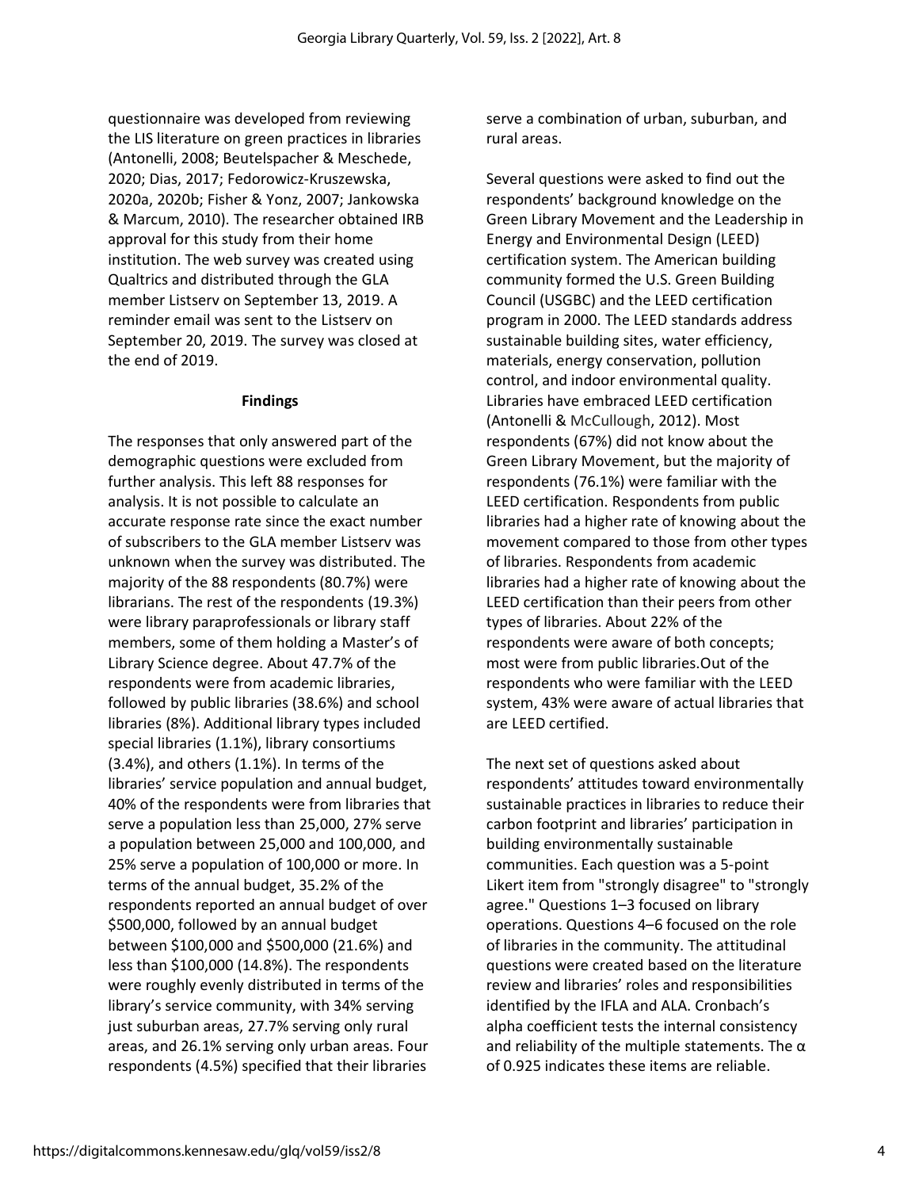questionnaire was developed from reviewing the LIS literature on green practices in libraries (Antonelli, 2008; Beutelspacher & Meschede, 2020; Dias, 2017; Fedorowicz-Kruszewska, 2020a, 2020b; Fisher & Yonz, 2007; Jankowska & Marcum, 2010). The researcher obtained IRB approval for this study from their home institution. The web survey was created using Qualtrics and distributed through the GLA member Listserv on September 13, 2019. A reminder email was sent to the Listserv on September 20, 2019. The survey was closed at the end of 2019.

## Findings

The responses that only answered part of the demographic questions were excluded from further analysis. This left 88 responses for analysis. It is not possible to calculate an accurate response rate since the exact number of subscribers to the GLA member Listserv was unknown when the survey was distributed. The majority of the 88 respondents (80.7%) were librarians. The rest of the respondents (19.3%) were library paraprofessionals or library staff members, some of them holding a Master's of Library Science degree. About 47.7% of the respondents were from academic libraries, followed by public libraries (38.6%) and school libraries (8%). Additional library types included special libraries (1.1%), library consortiums (3.4%), and others (1.1%). In terms of the libraries' service population and annual budget, 40% of the respondents were from libraries that serve a population less than 25,000, 27% serve a population between 25,000 and 100,000, and 25% serve a population of 100,000 or more. In terms of the annual budget, 35.2% of the respondents reported an annual budget of over $500,000, followed by an annual budget between $100,000 and $500,000 (21.6%) and less than $100,000 (14.8%). The respondents were roughly evenly distributed in terms of the library's service community, with 34% serving just suburban areas, 27.7% serving only rural areas, and 26.1% serving only urban areas. Four respondents (4.5%) specified that their libraries serve a combination of urban, suburban, and rural areas.

Several questions were asked to find out the respondents' background knowledge on the Green Library Movement and the Leadership in Energy and Environmental Design (LEED) certification system. The American building community formed the U.S. Green Building Council (USGBC) and the LEED certification program in 2000. The LEED standards address sustainable building sites, water efficiency, materials, energy conservation, pollution control, and indoor environmental quality. Libraries have embraced LEED certification (Antonelli & McCullough, 2012). Most respondents (67%) did not know about the Green Library Movement, but the majority of respondents (76.1%) were familiar with the LEED certification. Respondents from public libraries had a higher rate of knowing about the movement compared to those from other types of libraries. Respondents from academic libraries had a higher rate of knowing about the LEED certification than their peers from other types of libraries. About 22% of the respondents were aware of both concepts; most were from public libraries.Out of the respondents who were familiar with the LEED system, 43% were aware of actual libraries that are LEED certified.

The next set of questions asked about respondents' attitudes toward environmentally sustainable practices in libraries to reduce their carbon footprint and libraries' participation in building environmentally sustainable communities. Each question was a 5-point Likert item from "strongly disagree" to "strongly agree." Questions 1–3 focused on library operations. Questions 4–6 focused on the role of libraries in the community. The attitudinal questions were created based on the literature review and libraries' roles and responsibilities identified by the IFLA and ALA. Cronbach's alpha coefficient tests the internal consistency and reliability of the multiple statements. The $\alpha$ of 0.925 indicates these items are reliable.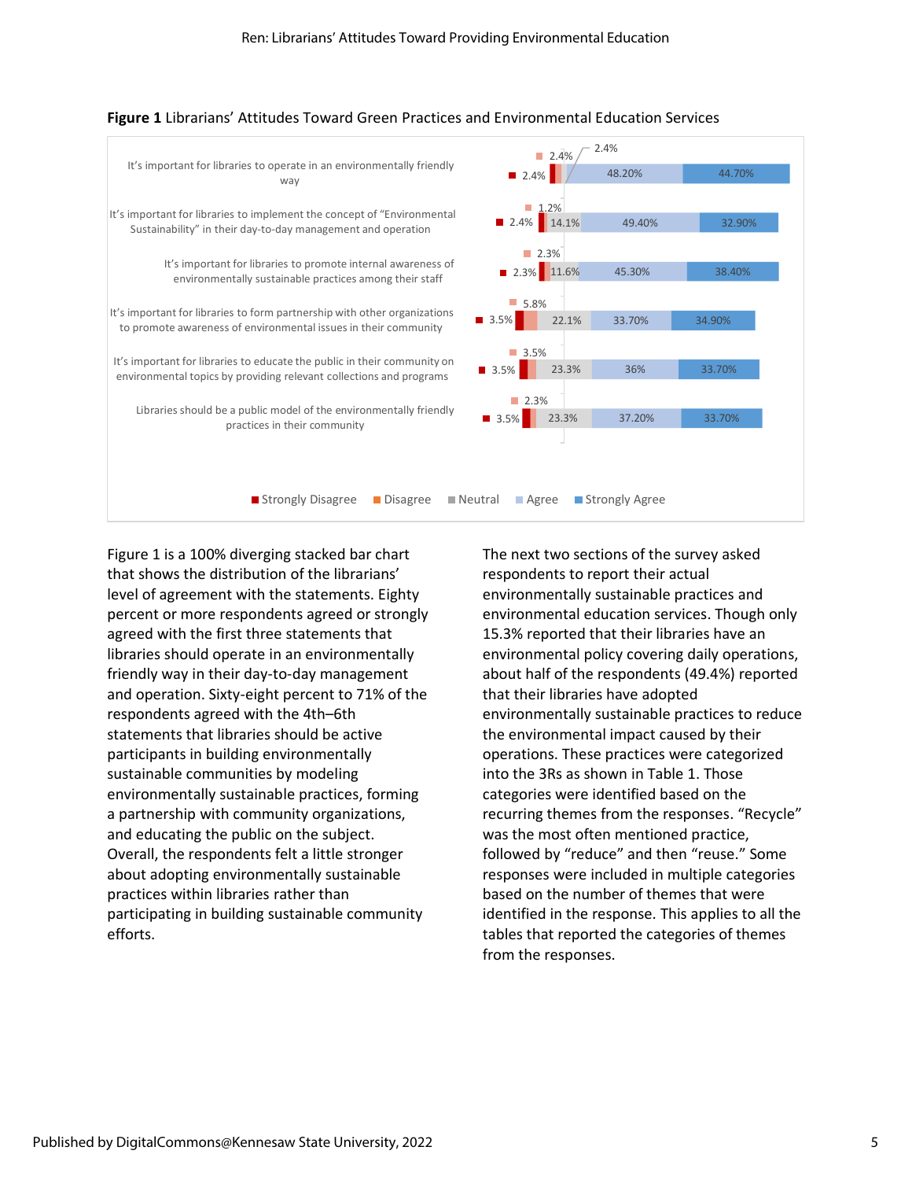**Figure 1** Librarians' Attitudes Toward Green Practices and Environmental Education Services

| Statement | Strongly Disagree | Disagree | Neutral | Agree | Strongly Agree |
|---|---|---|---|---|---|
| It's important for libraries to operate in an environmentally friendly way | 2.4% | 2.4% | 2.4% | 48.20% | 44.70% |
| It's important for libraries to implement the concept of "Environmental Sustainability" in their day-to-day management and operation | 2.4% | 1.2% | 14.1% | 49.40% | 32.90% |
| It's important for libraries to promote internal awareness of environmentally sustainable practices among their staff | 2.3% | 2.3% | 11.6% | 45.30% | 38.40% |
| It's important for libraries to form partnership with other organizations to promote awareness of environmental issues in their community | 3.5% | 5.8% | 22.1% | 33.70% | 34.90% |
| It's important for libraries to educate the public in their community on environmental topics by providing relevant collections and programs | 3.5% | 3.5% | 23.3% | 36% | 33.70% |
| Libraries should be a public model of the environmentally friendly practices in their community | 3.5% | 2.3% | 23.3% | 37.20% | 33.70% |

Figure 1 is a 100% diverging stacked bar chart that shows the distribution of the librarians' level of agreement with the statements. Eighty percent or more respondents agreed or strongly agreed with the first three statements that libraries should operate in an environmentally friendly way in their day-to-day management and operation. Sixty-eight percent to 71% of the respondents agreed with the 4th–6th statements that libraries should be active participants in building environmentally sustainable communities by modeling environmentally sustainable practices, forming a partnership with community organizations, and educating the public on the subject. Overall, the respondents felt a little stronger about adopting environmentally sustainable practices within libraries rather than participating in building sustainable community efforts.

The next two sections of the survey asked respondents to report their actual environmentally sustainable practices and environmental education services. Though only 15.3% reported that their libraries have an environmental policy covering daily operations, about half of the respondents (49.4%) reported that their libraries have adopted environmentally sustainable practices to reduce the environmental impact caused by their operations. These practices were categorized into the 3Rs as shown in Table 1. Those categories were identified based on the recurring themes from the responses. "Recycle" was the most often mentioned practice, followed by "reduce" and then "reuse." Some responses were included in multiple categories based on the number of themes that were identified in the response. This applies to all the tables that reported the categories of themes from the responses.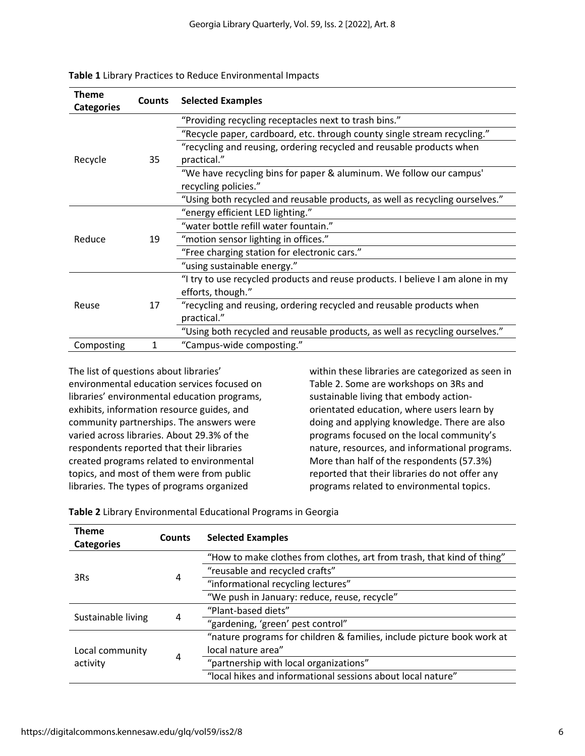**Table 1** Library Practices to Reduce Environmental Impacts

| Theme Categories | Counts | Selected Examples |
|---|---|---|
| Recycle | 35 | "Providing recycling receptacles next to trash bins." |
| | | "Recycle paper, cardboard, etc. through county single stream recycling." |
| | | "recycling and reusing, ordering recycled and reusable products when practical." |
| | | "We have recycling bins for paper & aluminum. We follow our campus' recycling policies." |
| | | "Using both recycled and reusable products, as well as recycling ourselves." |
| Reduce | 19 | "energy efficient LED lighting." |
| | | "water bottle refill water fountain." |
| | | "motion sensor lighting in offices." |
| | | "Free charging station for electronic cars." |
| | | "using sustainable energy." |
| Reuse | 17 | "I try to use recycled products and reuse products. I believe I am alone in my efforts, though." |
| | | "recycling and reusing, ordering recycled and reusable products when practical." |
| | | "Using both recycled and reusable products, as well as recycling ourselves." |
| Composting | 1 | "Campus-wide composting." |

The list of questions about libraries' environmental education services focused on libraries' environmental education programs, exhibits, information resource guides, and community partnerships. The answers were varied across libraries. About 29.3% of the respondents reported that their libraries created programs related to environmental topics, and most of them were from public libraries. The types of programs organized within these libraries are categorized as seen in Table 2. Some are workshops on 3Rs and sustainable living that embody action-orientated education, where users learn by doing and applying knowledge. There are also programs focused on the local community's nature, resources, and informational programs. More than half of the respondents (57.3%) reported that their libraries do not offer any programs related to environmental topics.

**Table 2** Library Environmental Educational Programs in Georgia

| Theme Categories | Counts | Selected Examples |
|---|---|---|
| 3Rs | 4 | "How to make clothes from clothes, art from trash, that kind of thing" |
| | | "reusable and recycled crafts" |
| | | "informational recycling lectures" |
| | | "We push in January: reduce, reuse, recycle" |
| Sustainable living | 4 | "Plant-based diets" |
| | | "gardening, 'green' pest control" |
| Local community activity | 4 | "nature programs for children & families, include picture book work at local nature area" |
| | | "partnership with local organizations" |
| | | "local hikes and informational sessions about local nature" |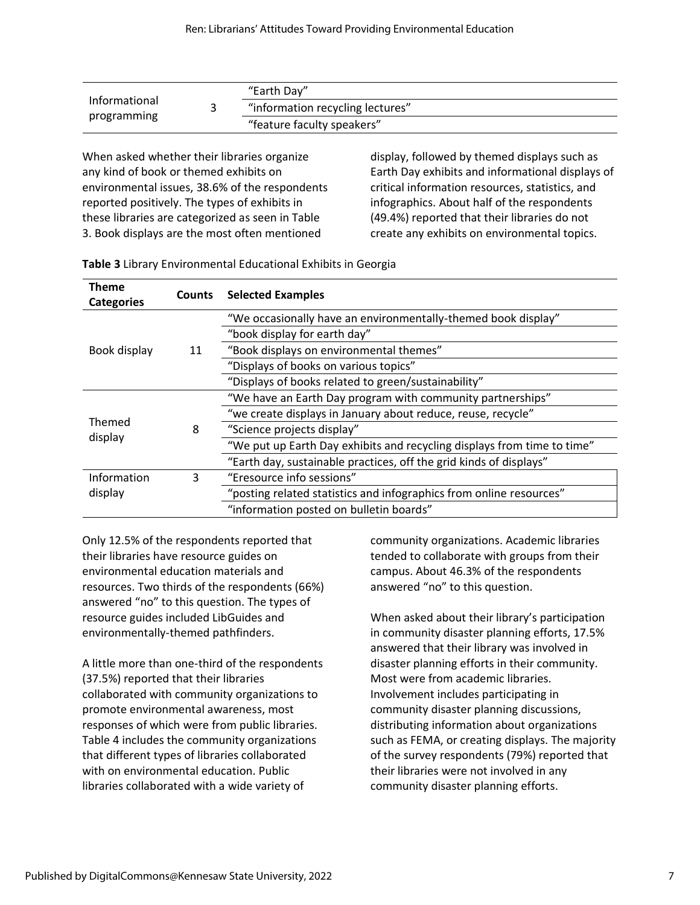| | | |
|---|---|---|
| Informational programming | 3 | "Earth Day" |
| | | "information recycling lectures" |
| | | "feature faculty speakers" |

When asked whether their libraries organize any kind of book or themed exhibits on environmental issues, 38.6% of the respondents reported positively. The types of exhibits in these libraries are categorized as seen in Table 3. Book displays are the most often mentioned display, followed by themed displays such as Earth Day exhibits and informational displays of critical information resources, statistics, and infographics. About half of the respondents (49.4%) reported that their libraries do not create any exhibits on environmental topics.

**Table 3** Library Environmental Educational Exhibits in Georgia

| Theme Categories | Counts | Selected Examples |
|---|---|---|
| Book display | 11 | "We occasionally have an environmentally-themed book display" |
| | | "book display for earth day" |
| | | "Book displays on environmental themes" |
| | | "Displays of books on various topics" |
| | | "Displays of books related to green/sustainability" |
| Themed display | 8 | "We have an Earth Day program with community partnerships" |
| | | "we create displays in January about reduce, reuse, recycle" |
| | | "Science projects display" |
| | | "We put up Earth Day exhibits and recycling displays from time to time" |
| | | "Earth day, sustainable practices, off the grid kinds of displays" |
| Information display | 3 | "Eresource info sessions" |
| | | "posting related statistics and infographics from online resources" |
| | | "information posted on bulletin boards" |

Only 12.5% of the respondents reported that their libraries have resource guides on environmental education materials and resources. Two thirds of the respondents (66%) answered "no" to this question. The types of resource guides included LibGuides and environmentally-themed pathfinders.

A little more than one-third of the respondents (37.5%) reported that their libraries collaborated with community organizations to promote environmental awareness, most responses of which were from public libraries. Table 4 includes the community organizations that different types of libraries collaborated with on environmental education. Public libraries collaborated with a wide variety of community organizations. Academic libraries tended to collaborate with groups from their campus. About 46.3% of the respondents answered "no" to this question.

When asked about their library's participation in community disaster planning efforts, 17.5% answered that their library was involved in disaster planning efforts in their community. Most were from academic libraries. Involvement includes participating in community disaster planning discussions, distributing information about organizations such as FEMA, or creating displays. The majority of the survey respondents (79%) reported that their libraries were not involved in any community disaster planning efforts.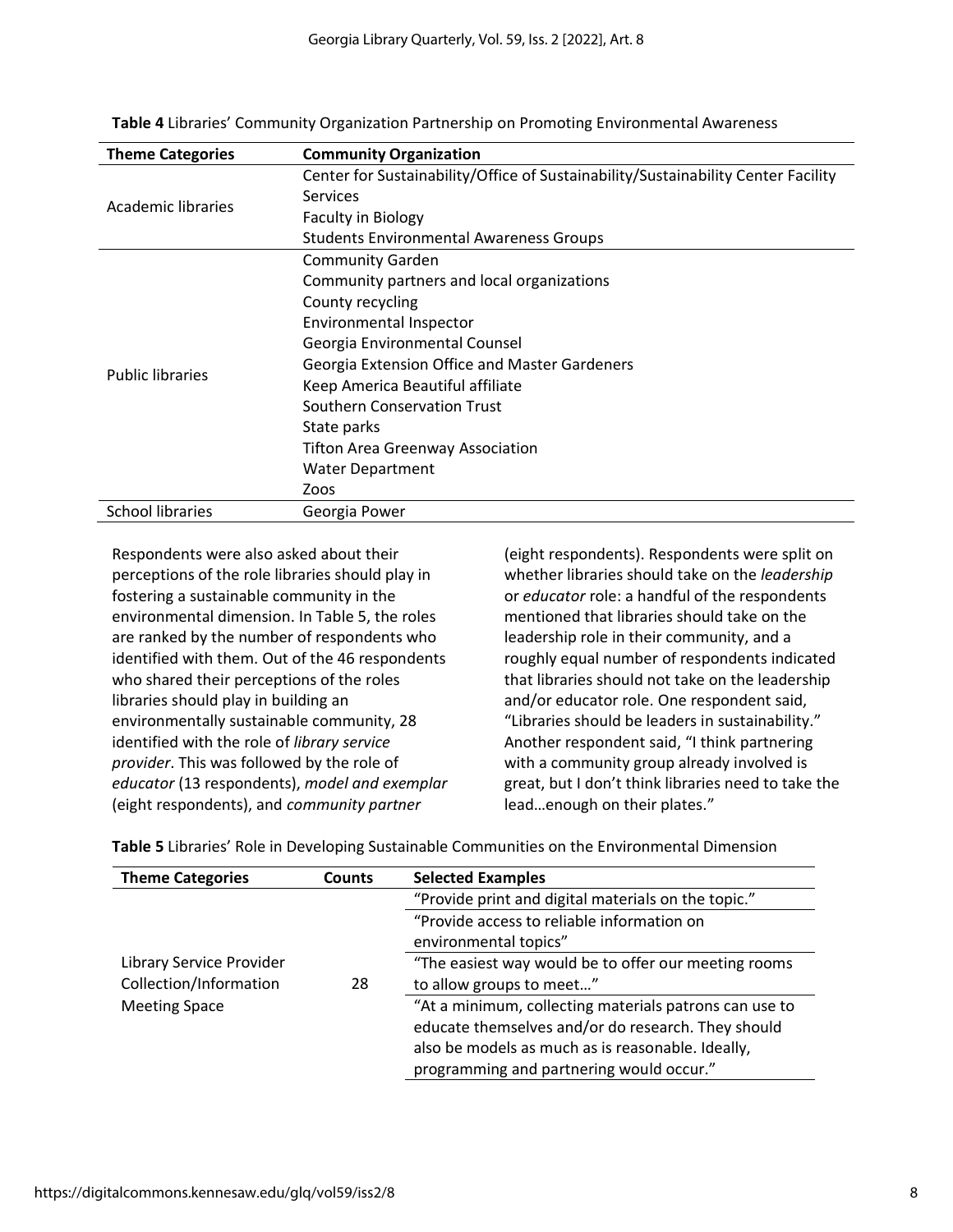**Table 4** Libraries' Community Organization Partnership on Promoting Environmental Awareness

| Theme Categories | Community Organization |
| --- | --- |
| Academic libraries | Center for Sustainability/Office of Sustainability/Sustainability Center Facility Services |
| | Faculty in Biology |
| | Students Environmental Awareness Groups |
| Public libraries | Community Garden |
| | Community partners and local organizations |
| | County recycling |
| | Environmental Inspector |
| | Georgia Environmental Counsel |
| | Georgia Extension Office and Master Gardeners |
| | Keep America Beautiful affiliate |
| | Southern Conservation Trust |
| | State parks |
| | Tifton Area Greenway Association |
| | Water Department |
| | Zoos |
| School libraries | Georgia Power |

Respondents were also asked about their perceptions of the role libraries should play in fostering a sustainable community in the environmental dimension. In Table 5, the roles are ranked by the number of respondents who identified with them. Out of the 46 respondents who shared their perceptions of the roles libraries should play in building an environmentally sustainable community, 28 identified with the role of *library service provider*. This was followed by the role of *educator* (13 respondents), *model and exemplar* (eight respondents), and *community partner* (eight respondents). Respondents were split on whether libraries should take on the *leadership* or *educator* role: a handful of the respondents mentioned that libraries should take on the leadership role in their community, and a roughly equal number of respondents indicated that libraries should not take on the leadership and/or educator role. One respondent said, "Libraries should be leaders in sustainability." Another respondent said, "I think partnering with a community group already involved is great, but I don't think libraries need to take the lead…enough on their plates."

**Table 5** Libraries' Role in Developing Sustainable Communities on the Environmental Dimension

| Theme Categories | Counts | Selected Examples |
| --- | --- | --- |
| Library Service Provider<br>Collection/Information<br>Meeting Space | 28 | "Provide print and digital materials on the topic." |
| | | "Provide access to reliable information on environmental topics" |
| | | "The easiest way would be to offer our meeting rooms to allow groups to meet…" |
| | | "At a minimum, collecting materials patrons can use to educate themselves and/or do research. They should also be models as much as is reasonable. Ideally, programming and partnering would occur." |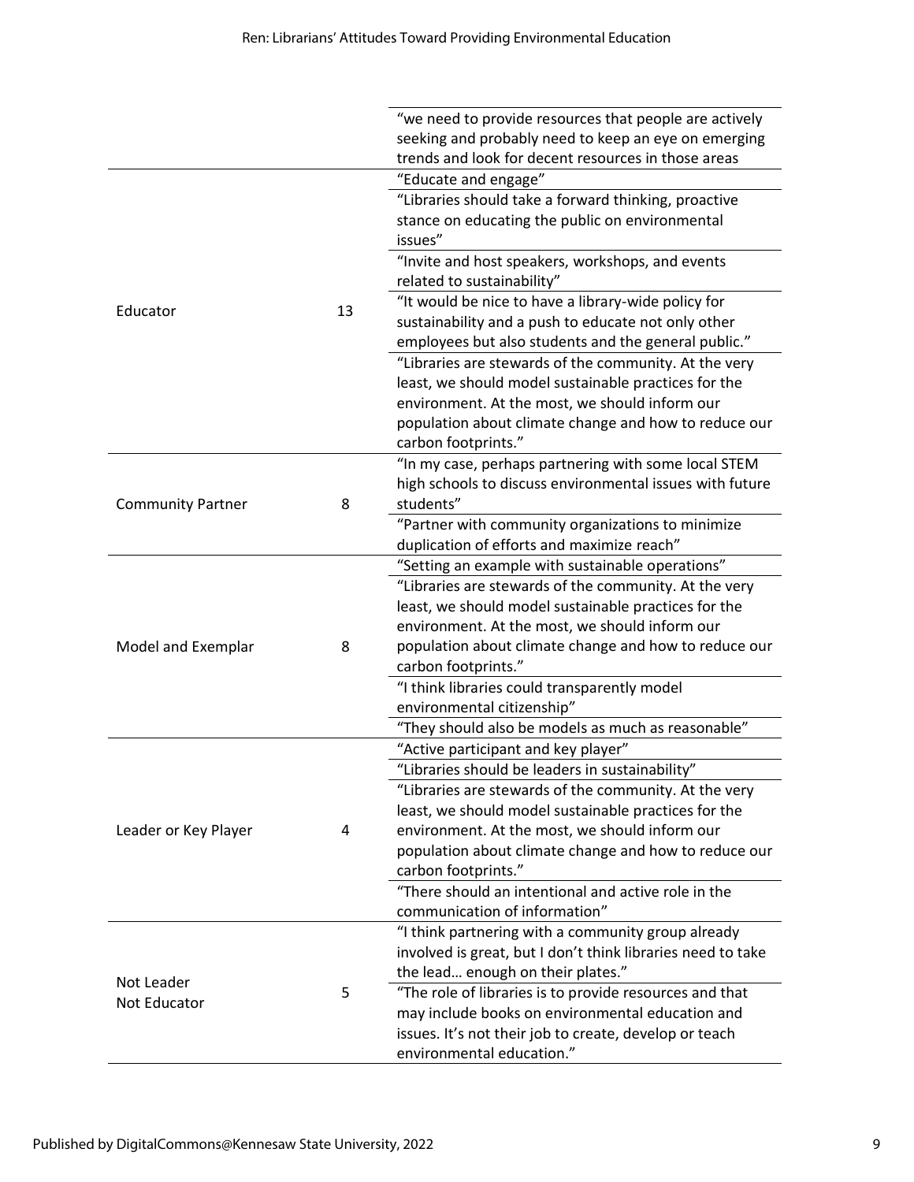| | | |
|---|---|---|
| | | “we need to provide resources that people are actively seeking and probably need to keep an eye on emerging trends and look for decent resources in those areas |
| Educator | 13 | “Educate and engage” |
| | | “Libraries should take a forward thinking, proactive stance on educating the public on environmental issues” |
| | | “Invite and host speakers, workshops, and events related to sustainability” |
| | | “It would be nice to have a library-wide policy for sustainability and a push to educate not only other employees but also students and the general public.” |
| | | “Libraries are stewards of the community. At the very least, we should model sustainable practices for the environment. At the most, we should inform our population about climate change and how to reduce our carbon footprints.” |
| Community Partner | 8 | “In my case, perhaps partnering with some local STEM high schools to discuss environmental issues with future students” |
| | | “Partner with community organizations to minimize duplication of efforts and maximize reach” |
| Model and Exemplar | 8 | “Setting an example with sustainable operations” |
| | | “Libraries are stewards of the community. At the very least, we should model sustainable practices for the environment. At the most, we should inform our population about climate change and how to reduce our carbon footprints.” |
| | | “I think libraries could transparently model environmental citizenship” |
| | | “They should also be models as much as reasonable” |
| Leader or Key Player | 4 | “Active participant and key player” |
| | | “Libraries should be leaders in sustainability” |
| | | “Libraries are stewards of the community. At the very least, we should model sustainable practices for the environment. At the most, we should inform our population about climate change and how to reduce our carbon footprints.” |
| | | “There should an intentional and active role in the communication of information” |
| Not Leader Not Educator | 5 | “I think partnering with a community group already involved is great, but I don’t think libraries need to take the lead… enough on their plates.” |
| | | “The role of libraries is to provide resources and that may include books on environmental education and issues. It’s not their job to create, develop or teach environmental education.” |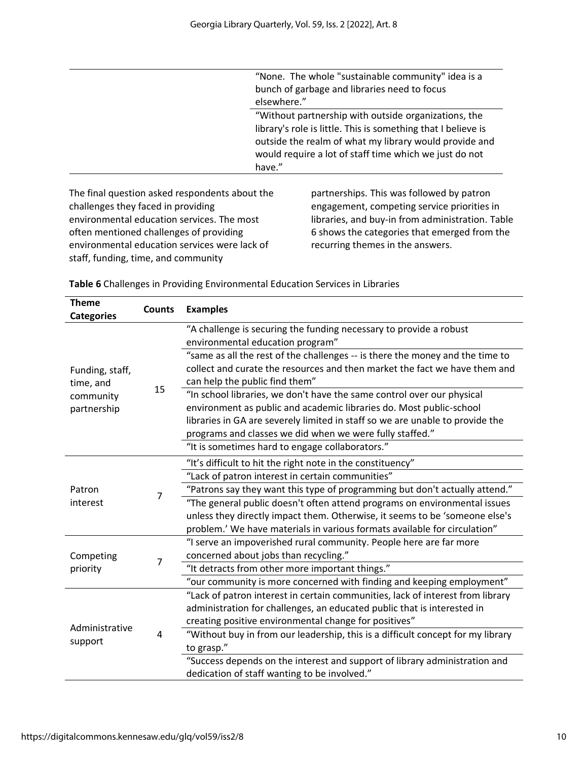| | |
|---|---|
| | "None. The whole "sustainable community" idea is a bunch of garbage and libraries need to focus elsewhere." |
| | "Without partnership with outside organizations, the library's role is little. This is something that I believe is outside the realm of what my library would provide and would require a lot of staff time which we just do not have." |

The final question asked respondents about the challenges they faced in providing environmental education services. The most often mentioned challenges of providing environmental education services were lack of staff, funding, time, and community partnerships. This was followed by patron engagement, competing service priorities in libraries, and buy-in from administration. Table 6 shows the categories that emerged from the recurring themes in the answers.

**Table 6** Challenges in Providing Environmental Education Services in Libraries

| Theme Categories | Counts | Examples |
|---|---|---|
| Funding, staff, time, and community partnership | 15 | "A challenge is securing the funding necessary to provide a robust environmental education program" |
| | | "same as all the rest of the challenges -- is there the money and the time to collect and curate the resources and then market the fact we have them and can help the public find them" |
| | | "In school libraries, we don't have the same control over our physical environment as public and academic libraries do. Most public-school libraries in GA are severely limited in staff so we are unable to provide the programs and classes we did when we were fully staffed." |
| | | "It is sometimes hard to engage collaborators." |
| Patron interest | 7 | "It's difficult to hit the right note in the constituency" |
| | | "Lack of patron interest in certain communities" |
| | | "Patrons say they want this type of programming but don't actually attend." |
| | | "The general public doesn't often attend programs on environmental issues unless they directly impact them. Otherwise, it seems to be 'someone else's problem.' We have materials in various formats available for circulation" |
| Competing priority | 7 | "I serve an impoverished rural community. People here are far more concerned about jobs than recycling." |
| | | "It detracts from other more important things." |
| | | "our community is more concerned with finding and keeping employment" |
| Administrative support | 4 | "Lack of patron interest in certain communities, lack of interest from library administration for challenges, an educated public that is interested in creating positive environmental change for positives" |
| | | "Without buy in from our leadership, this is a difficult concept for my library to grasp." |
| | | "Success depends on the interest and support of library administration and dedication of staff wanting to be involved." |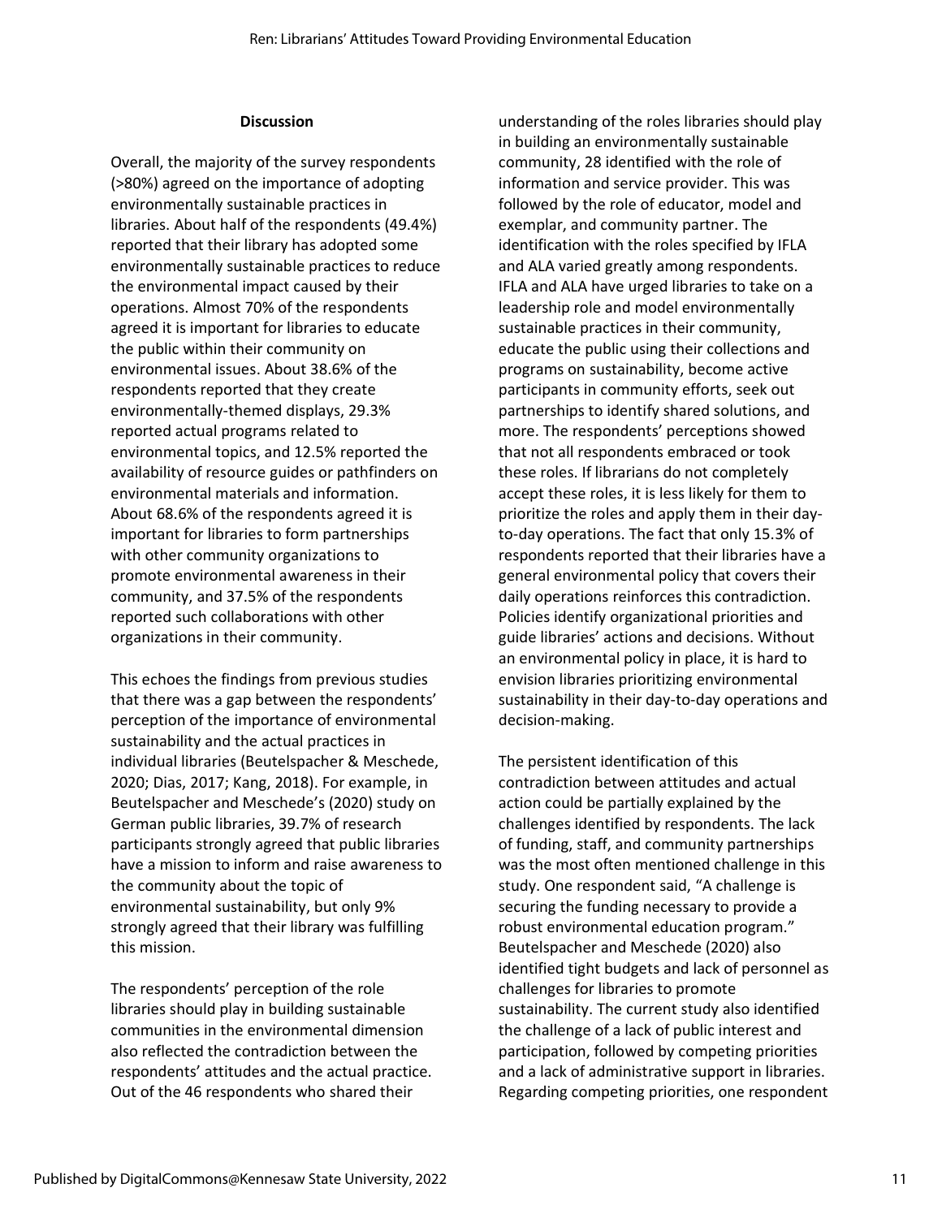## Discussion

Overall, the majority of the survey respondents (>80%) agreed on the importance of adopting environmentally sustainable practices in libraries. About half of the respondents (49.4%) reported that their library has adopted some environmentally sustainable practices to reduce the environmental impact caused by their operations. Almost 70% of the respondents agreed it is important for libraries to educate the public within their community on environmental issues. About 38.6% of the respondents reported that they create environmentally-themed displays, 29.3% reported actual programs related to environmental topics, and 12.5% reported the availability of resource guides or pathfinders on environmental materials and information. About 68.6% of the respondents agreed it is important for libraries to form partnerships with other community organizations to promote environmental awareness in their community, and 37.5% of the respondents reported such collaborations with other organizations in their community.

This echoes the findings from previous studies that there was a gap between the respondents' perception of the importance of environmental sustainability and the actual practices in individual libraries (Beutelspacher & Meschede, 2020; Dias, 2017; Kang, 2018). For example, in Beutelspacher and Meschede's (2020) study on German public libraries, 39.7% of research participants strongly agreed that public libraries have a mission to inform and raise awareness to the community about the topic of environmental sustainability, but only 9% strongly agreed that their library was fulfilling this mission.

The respondents' perception of the role libraries should play in building sustainable communities in the environmental dimension also reflected the contradiction between the respondents' attitudes and the actual practice. Out of the 46 respondents who shared their understanding of the roles libraries should play in building an environmentally sustainable community, 28 identified with the role of information and service provider. This was followed by the role of educator, model and exemplar, and community partner. The identification with the roles specified by IFLA and ALA varied greatly among respondents. IFLA and ALA have urged libraries to take on a leadership role and model environmentally sustainable practices in their community, educate the public using their collections and programs on sustainability, become active participants in community efforts, seek out partnerships to identify shared solutions, and more. The respondents' perceptions showed that not all respondents embraced or took these roles. If librarians do not completely accept these roles, it is less likely for them to prioritize the roles and apply them in their day-to-day operations. The fact that only 15.3% of respondents reported that their libraries have a general environmental policy that covers their daily operations reinforces this contradiction. Policies identify organizational priorities and guide libraries' actions and decisions. Without an environmental policy in place, it is hard to envision libraries prioritizing environmental sustainability in their day-to-day operations and decision-making.

The persistent identification of this contradiction between attitudes and actual action could be partially explained by the challenges identified by respondents. The lack of funding, staff, and community partnerships was the most often mentioned challenge in this study. One respondent said, "A challenge is securing the funding necessary to provide a robust environmental education program." Beutelspacher and Meschede (2020) also identified tight budgets and lack of personnel as challenges for libraries to promote sustainability. The current study also identified the challenge of a lack of public interest and participation, followed by competing priorities and a lack of administrative support in libraries. Regarding competing priorities, one respondent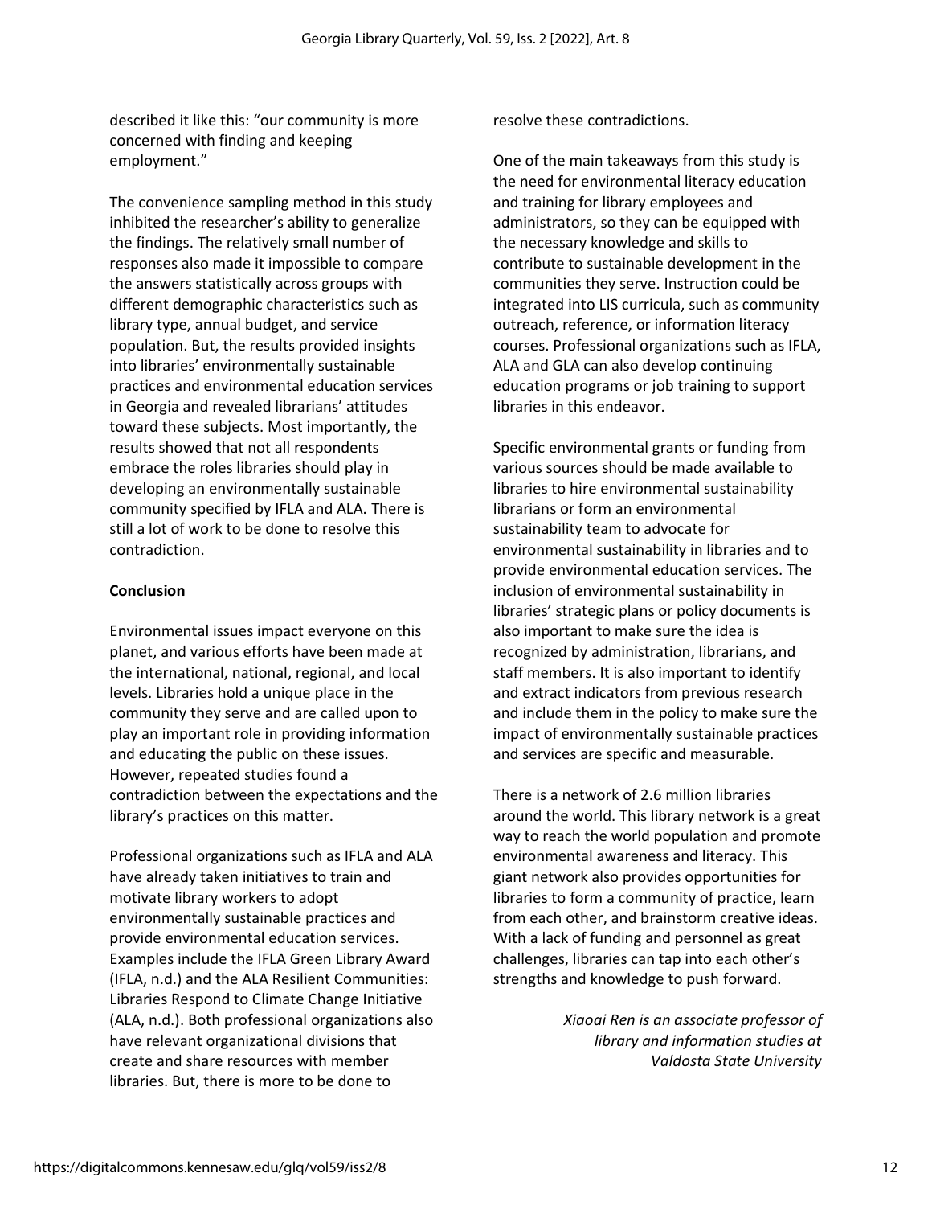described it like this: "our community is more concerned with finding and keeping employment."

The convenience sampling method in this study inhibited the researcher's ability to generalize the findings. The relatively small number of responses also made it impossible to compare the answers statistically across groups with different demographic characteristics such as library type, annual budget, and service population. But, the results provided insights into libraries' environmentally sustainable practices and environmental education services in Georgia and revealed librarians' attitudes toward these subjects. Most importantly, the results showed that not all respondents embrace the roles libraries should play in developing an environmentally sustainable community specified by IFLA and ALA. There is still a lot of work to be done to resolve this contradiction.

## Conclusion

Environmental issues impact everyone on this planet, and various efforts have been made at the international, national, regional, and local levels. Libraries hold a unique place in the community they serve and are called upon to play an important role in providing information and educating the public on these issues. However, repeated studies found a contradiction between the expectations and the library's practices on this matter.

Professional organizations such as IFLA and ALA have already taken initiatives to train and motivate library workers to adopt environmentally sustainable practices and provide environmental education services. Examples include the IFLA Green Library Award (IFLA, n.d.) and the ALA Resilient Communities: Libraries Respond to Climate Change Initiative (ALA, n.d.). Both professional organizations also have relevant organizational divisions that create and share resources with member libraries. But, there is more to be done to resolve these contradictions.

One of the main takeaways from this study is the need for environmental literacy education and training for library employees and administrators, so they can be equipped with the necessary knowledge and skills to contribute to sustainable development in the communities they serve. Instruction could be integrated into LIS curricula, such as community outreach, reference, or information literacy courses. Professional organizations such as IFLA, ALA and GLA can also develop continuing education programs or job training to support libraries in this endeavor.

Specific environmental grants or funding from various sources should be made available to libraries to hire environmental sustainability librarians or form an environmental sustainability team to advocate for environmental sustainability in libraries and to provide environmental education services. The inclusion of environmental sustainability in libraries' strategic plans or policy documents is also important to make sure the idea is recognized by administration, librarians, and staff members. It is also important to identify and extract indicators from previous research and include them in the policy to make sure the impact of environmentally sustainable practices and services are specific and measurable.

There is a network of 2.6 million libraries around the world. This library network is a great way to reach the world population and promote environmental awareness and literacy. This giant network also provides opportunities for libraries to form a community of practice, learn from each other, and brainstorm creative ideas. With a lack of funding and personnel as great challenges, libraries can tap into each other's strengths and knowledge to push forward.

*Xiaoai Ren is an associate professor of library and information studies at Valdosta State University*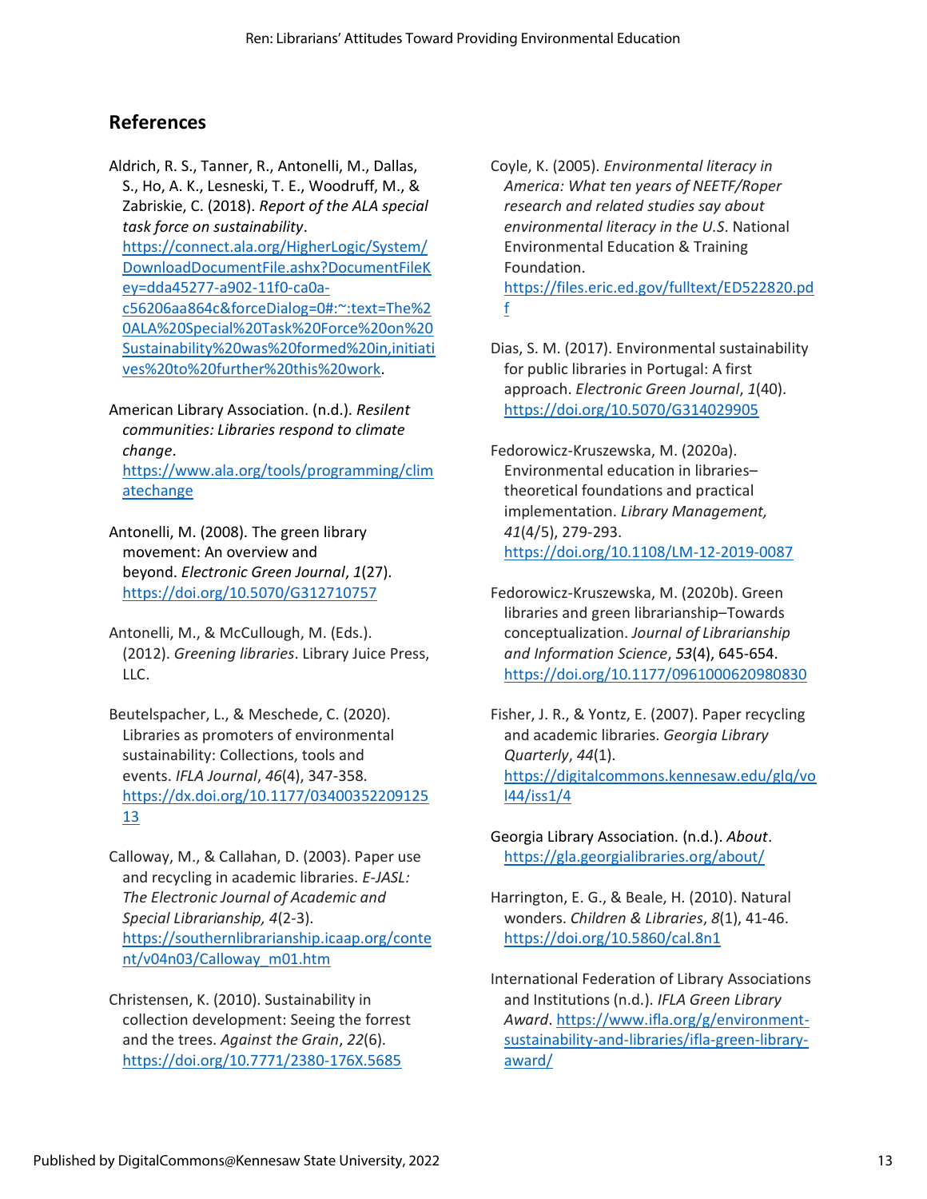## References

Aldrich, R. S., Tanner, R., Antonelli, M., Dallas, S., Ho, A. K., Lesneski, T. E., Woodruff, M., & Zabriskie, C. (2018). *Report of the ALA special task force on sustainability*. https://connect.ala.org/HigherLogic/System/DownloadDocumentFile.ashx?DocumentFileKey=dda45277-a902-11f0-ca0a-c56206aa864c&forceDialog=0#:~:text=The%20ALA%20Special%20Task%20Force%20on%20Sustainability%20was%20formed%20in,initiatives%20to%20further%20this%20work.

American Library Association. (n.d.). *Resilent communities: Libraries respond to climate change*. https://www.ala.org/tools/programming/climatechange

Antonelli, M. (2008). The green library movement: An overview and beyond. *Electronic Green Journal*, *1*(27). https://doi.org/10.5070/G312710757

Antonelli, M., & McCullough, M. (Eds.). (2012). *Greening libraries*. Library Juice Press, LLC.

Beutelspacher, L., & Meschede, C. (2020). Libraries as promoters of environmental sustainability: Collections, tools and events. *IFLA Journal*, *46*(4), 347-358. https://dx.doi.org/10.1177/0340035220912513

Calloway, M., & Callahan, D. (2003). Paper use and recycling in academic libraries. *E-JASL: The Electronic Journal of Academic and Special Librarianship, 4*(2-3). https://southernlibrarianship.icaap.org/content/v04n03/Calloway_m01.htm

Christensen, K. (2010). Sustainability in collection development: Seeing the forrest and the trees. *Against the Grain*, *22*(6). https://doi.org/10.7771/2380-176X.5685

Coyle, K. (2005). *Environmental literacy in America: What ten years of NEETF/Roper research and related studies say about environmental literacy in the U.S.* National Environmental Education & Training Foundation. https://files.eric.ed.gov/fulltext/ED522820.pdf

Dias, S. M. (2017). Environmental sustainability for public libraries in Portugal: A first approach. *Electronic Green Journal*, *1*(40). https://doi.org/10.5070/G314029905

Fedorowicz-Kruszewska, M. (2020a). Environmental education in libraries–theoretical foundations and practical implementation. *Library Management, 41*(4/5), 279-293. https://doi.org/10.1108/LM-12-2019-0087

Fedorowicz-Kruszewska, M. (2020b). Green libraries and green librarianship–Towards conceptualization. *Journal of Librarianship and Information Science*, *53*(4), 645-654. https://doi.org/10.1177/0961000620980830

Fisher, J. R., & Yontz, E. (2007). Paper recycling and academic libraries. *Georgia Library Quarterly*, *44*(1). https://digitalcommons.kennesaw.edu/glq/vol44/iss1/4

Georgia Library Association. (n.d.). *About*. https://gla.georgialibraries.org/about/

Harrington, E. G., & Beale, H. (2010). Natural wonders. *Children & Libraries*, *8*(1), 41-46. https://doi.org/10.5860/cal.8n1

International Federation of Library Associations and Institutions (n.d.). *IFLA Green Library Award*. https://www.ifla.org/g/environment-sustainability-and-libraries/ifla-green-library-award/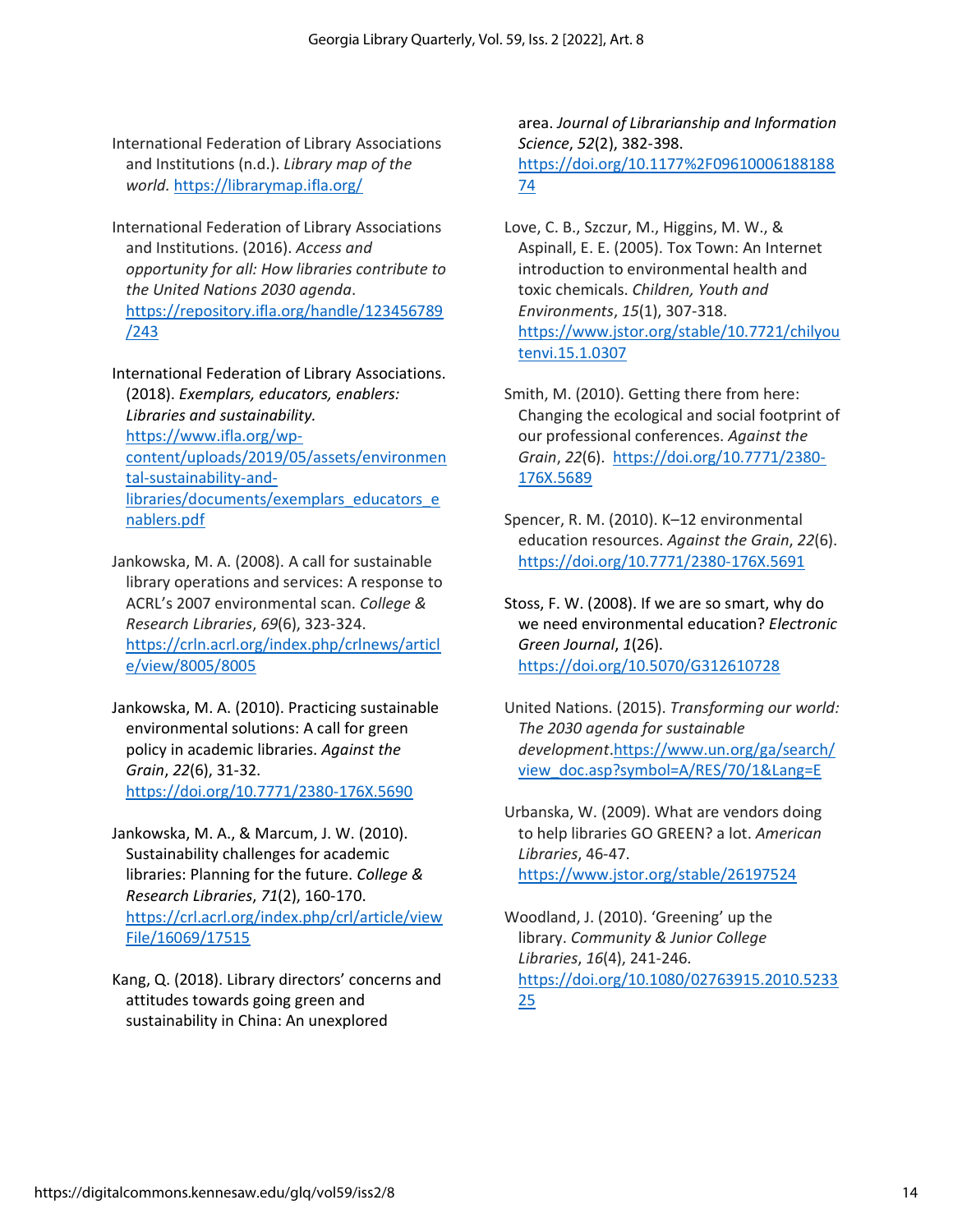International Federation of Library Associations and Institutions (n.d.). *Library map of the world.* https://librarymap.ifla.org/

International Federation of Library Associations and Institutions. (2016). *Access and opportunity for all: How libraries contribute to the United Nations 2030 agenda*. https://repository.ifla.org/handle/123456789/243

International Federation of Library Associations. (2018). *Exemplars, educators, enablers: Libraries and sustainability.* https://www.ifla.org/wp-content/uploads/2019/05/assets/environmental-sustainability-and-libraries/documents/exemplars_educators_enablers.pdf

Jankowska, M. A. (2008). A call for sustainable library operations and services: A response to ACRL's 2007 environmental scan. *College & Research Libraries*, *69*(6), 323-324. https://crln.acrl.org/index.php/crlnews/article/view/8005/8005

Jankowska, M. A. (2010). Practicing sustainable environmental solutions: A call for green policy in academic libraries. *Against the Grain*, *22*(6), 31-32. https://doi.org/10.7771/2380-176X.5690

Jankowska, M. A., & Marcum, J. W. (2010). Sustainability challenges for academic libraries: Planning for the future. *College & Research Libraries*, *71*(2), 160-170. https://crl.acrl.org/index.php/crl/article/viewFile/16069/17515

Kang, Q. (2018). Library directors' concerns and attitudes towards going green and sustainability in China: An unexplored area. *Journal of Librarianship and Information Science*, *52*(2), 382-398. https://doi.org/10.1177%2F0961000618818874

Love, C. B., Szczur, M., Higgins, M. W., & Aspinall, E. E. (2005). Tox Town: An Internet introduction to environmental health and toxic chemicals. *Children, Youth and Environments*, *15*(1), 307-318. https://www.jstor.org/stable/10.7721/chilyoutenvi.15.1.0307

Smith, M. (2010). Getting there from here: Changing the ecological and social footprint of our professional conferences. *Against the Grain*, *22*(6). https://doi.org/10.7771/2380-176X.5689

Spencer, R. M. (2010). K–12 environmental education resources. *Against the Grain*, *22*(6). https://doi.org/10.7771/2380-176X.5691

Stoss, F. W. (2008). If we are so smart, why do we need environmental education? *Electronic Green Journal*, *1*(26). https://doi.org/10.5070/G312610728

United Nations. (2015). *Transforming our world: The 2030 agenda for sustainable development*.https://www.un.org/ga/search/view_doc.asp?symbol=A/RES/70/1&Lang=E

Urbanska, W. (2009). What are vendors doing to help libraries GO GREEN? a lot. *American Libraries*, 46-47. https://www.jstor.org/stable/26197524

Woodland, J. (2010). 'Greening' up the library. *Community & Junior College Libraries*, *16*(4), 241-246. https://doi.org/10.1080/02763915.2010.523325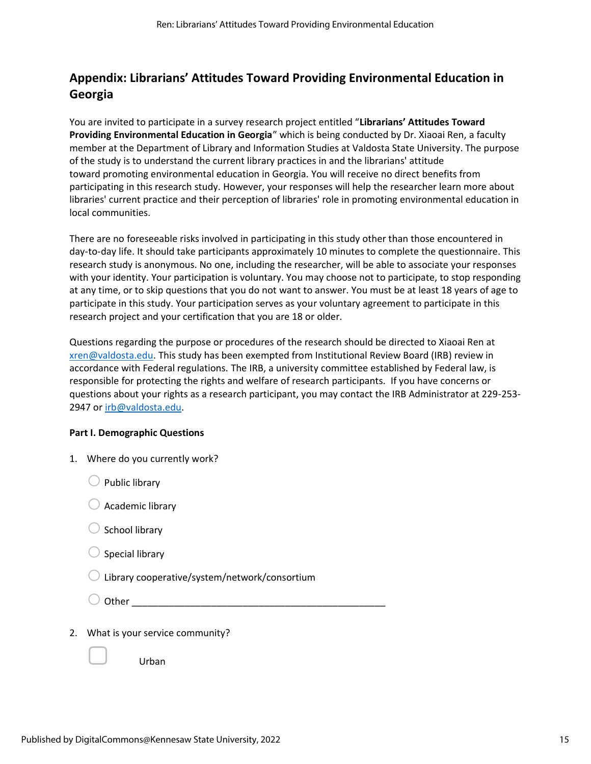## Appendix: Librarians' Attitudes Toward Providing Environmental Education in Georgia

You are invited to participate in a survey research project entitled "**Librarians' Attitudes Toward Providing Environmental Education in Georgia**" which is being conducted by Dr. Xiaoai Ren, a faculty member at the Department of Library and Information Studies at Valdosta State University. The purpose of the study is to understand the current library practices in and the librarians' attitude toward promoting environmental education in Georgia. You will receive no direct benefits from participating in this research study. However, your responses will help the researcher learn more about libraries' current practice and their perception of libraries' role in promoting environmental education in local communities.

There are no foreseeable risks involved in participating in this study other than those encountered in day-to-day life. It should take participants approximately 10 minutes to complete the questionnaire. This research study is anonymous. No one, including the researcher, will be able to associate your responses with your identity. Your participation is voluntary. You may choose not to participate, to stop responding at any time, or to skip questions that you do not want to answer. You must be at least 18 years of age to participate in this study. Your participation serves as your voluntary agreement to participate in this research project and your certification that you are 18 or older.

Questions regarding the purpose or procedures of the research should be directed to Xiaoai Ren at xren@valdosta.edu. This study has been exempted from Institutional Review Board (IRB) review in accordance with Federal regulations. The IRB, a university committee established by Federal law, is responsible for protecting the rights and welfare of research participants. If you have concerns or questions about your rights as a research participant, you may contact the IRB Administrator at 229-253-2947 or irb@valdosta.edu.

**Part I. Demographic Questions**

1. Where do you currently work?
   - ○ Public library
   - ○ Academic library
   - ○ School library
   - ○ Special library
   - ○ Library cooperative/system/network/consortium
   - ○ Other ________________________________________________

2. What is your service community?
   - ☐ Urban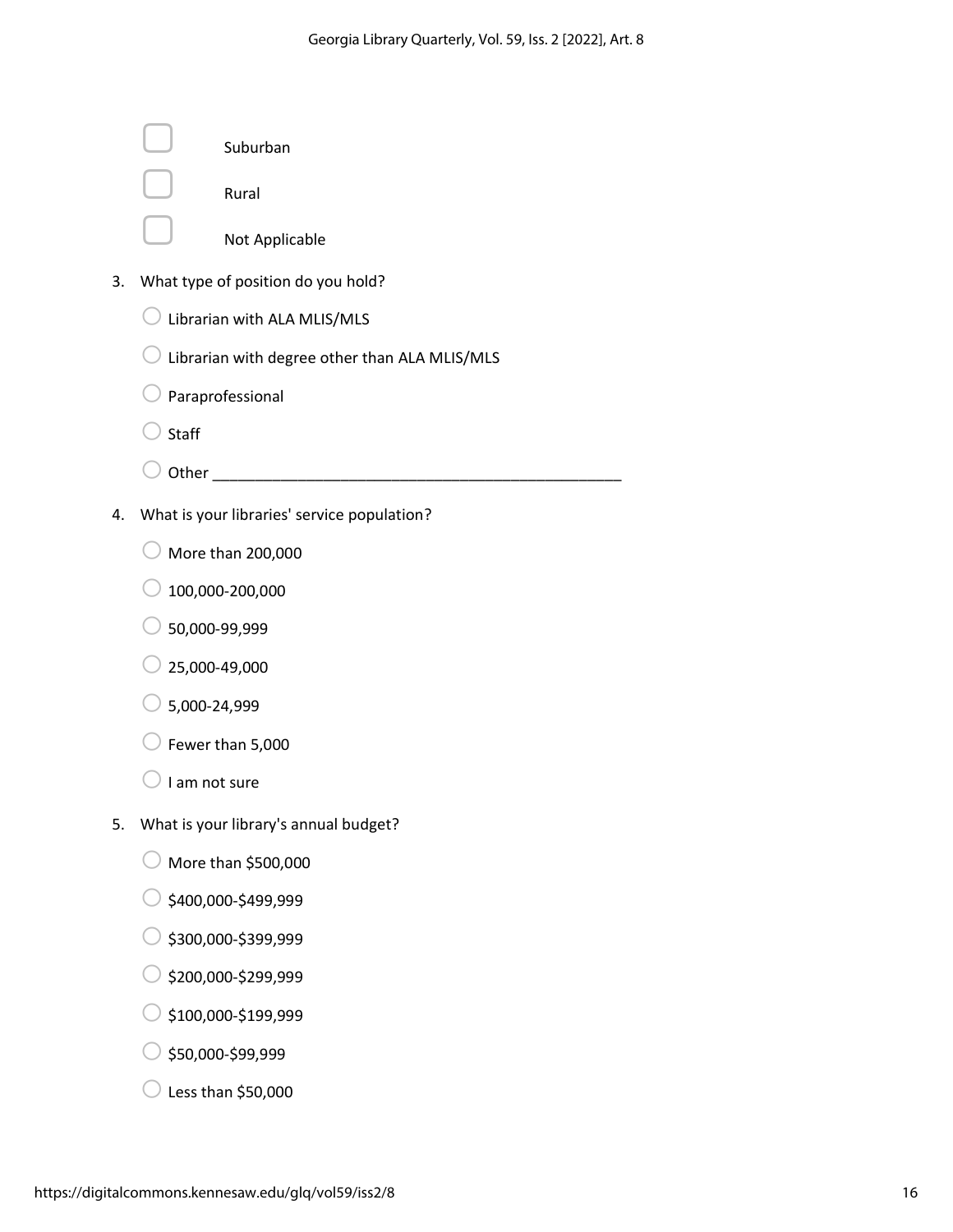- [ ] Suburban
- [ ] Rural
- [ ] Not Applicable

3. What type of position do you hold?
   - ○ Librarian with ALA MLIS/MLS
   - ○ Librarian with degree other than ALA MLIS/MLS
   - ○ Paraprofessional
   - ○ Staff
   - ○ Other ________________________________________________

4. What is your libraries' service population?
   - ○ More than 200,000
   - ○ 100,000-200,000
   - ○ 50,000-99,999
   - ○ 25,000-49,000
   - ○ 5,000-24,999
   - ○ Fewer than 5,000
   - ○ I am not sure

5. What is your library's annual budget?
   - ○ More than $500,000
   - ○ $400,000-$499,999
   - ○ $300,000-$399,999
   - ○ $200,000-$299,999
   - ○ $100,000-$199,999
   - ○ $50,000-$99,999
   - ○ Less than $50,000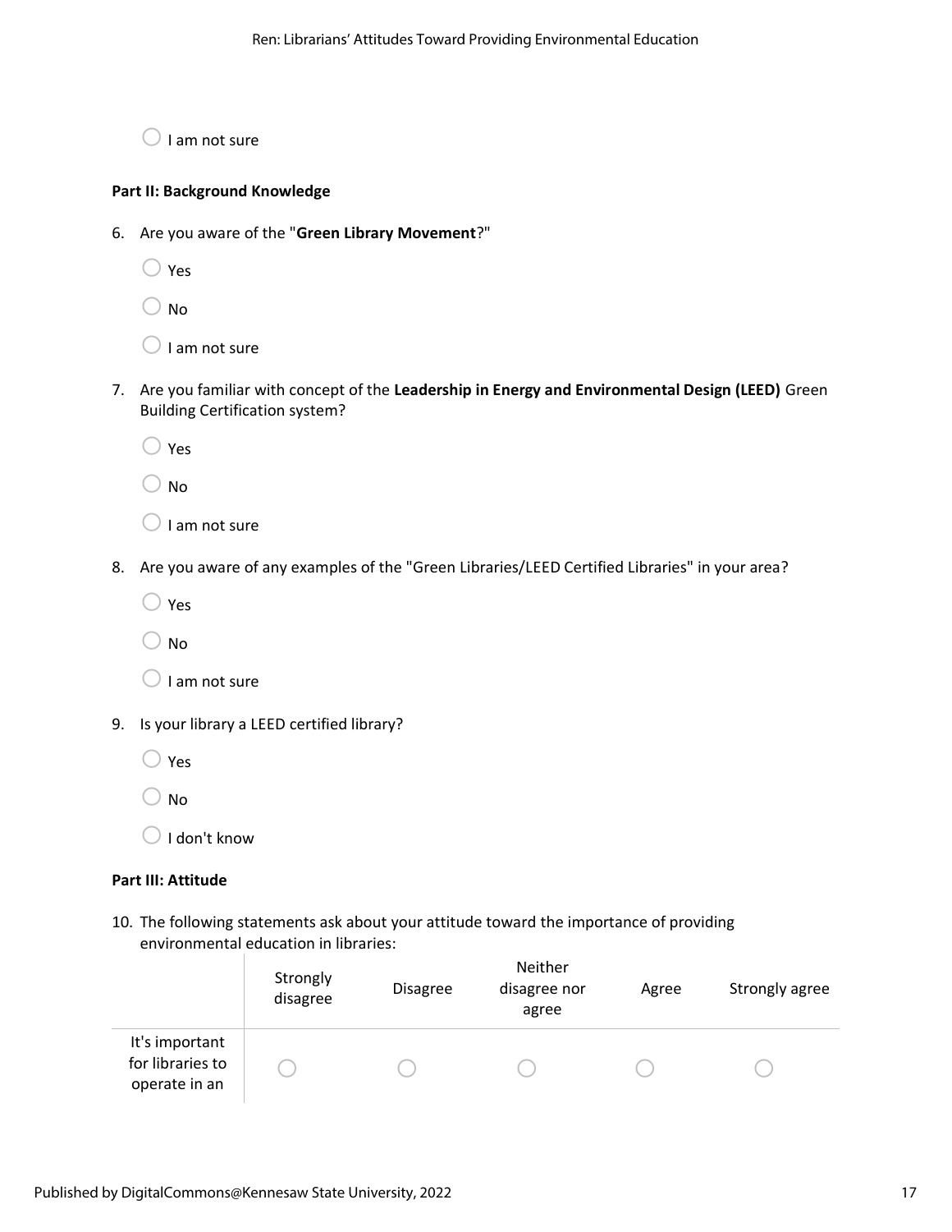○ I am not sure

**Part II: Background Knowledge**

6. Are you aware of the "**Green Library Movement**?"

   ○ Yes

   ○ No

   ○ I am not sure

7. Are you familiar with concept of the **Leadership in Energy and Environmental Design (LEED)** Green Building Certification system?

   ○ Yes

   ○ No

   ○ I am not sure

8. Are you aware of any examples of the "Green Libraries/LEED Certified Libraries" in your area?

   ○ Yes

   ○ No

   ○ I am not sure

9. Is your library a LEED certified library?

   ○ Yes

   ○ No

   ○ I don't know

**Part III: Attitude**

10. The following statements ask about your attitude toward the importance of providing environmental education in libraries:

| | Strongly disagree | Disagree | Neither disagree nor agree | Agree | Strongly agree |
|---|---|---|---|---|---|
| It's important for libraries to operate in an | ○ | ○ | ○ | ○ | ○ |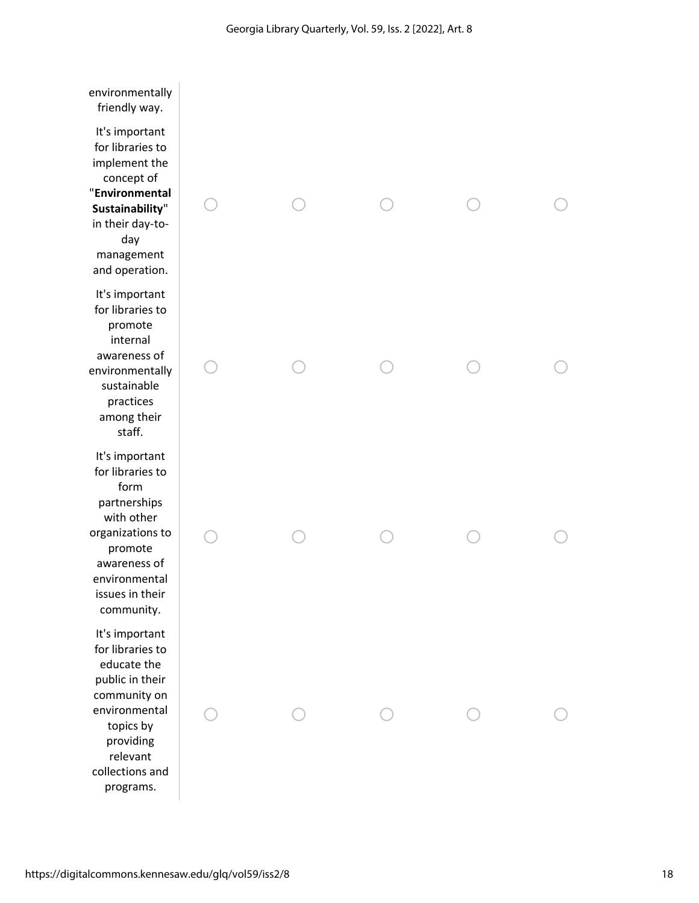| | | | | | |
|---|---|---|---|---|---|
| environmentally friendly way. | | | | | |
| It's important for libraries to implement the concept of "**Environmental Sustainability**" in their day-to-day management and operation. | ◯ | ◯ | ◯ | ◯ | ◯ |
| It's important for libraries to promote internal awareness of environmentally sustainable practices among their staff. | ◯ | ◯ | ◯ | ◯ | ◯ |
| It's important for libraries to form partnerships with other organizations to promote awareness of environmental issues in their community. | ◯ | ◯ | ◯ | ◯ | ◯ |
| It's important for libraries to educate the public in their community on environmental topics by providing relevant collections and programs. | ◯ | ◯ | ◯ | ◯ | ◯ |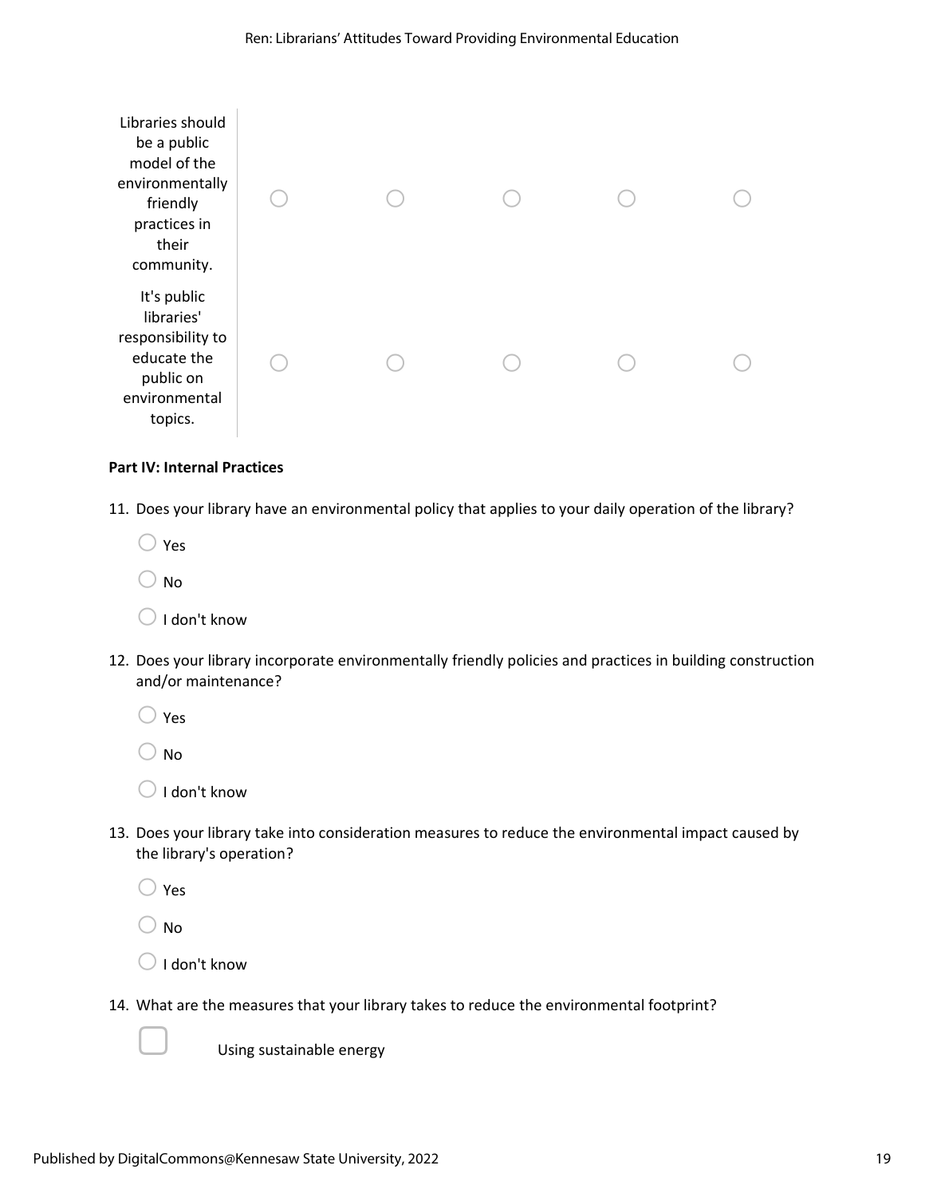| | | | | | |
|---|---|---|---|---|---|
| Libraries should be a public model of the environmentally friendly practices in their community. | ○ | ○ | ○ | ○ | ○ |
| It's public libraries' responsibility to educate the public on environmental topics. | ○ | ○ | ○ | ○ | ○ |

**Part IV: Internal Practices**

11. Does your library have an environmental policy that applies to your daily operation of the library?

    ○ Yes

    ○ No

    ○ I don't know

12. Does your library incorporate environmentally friendly policies and practices in building construction and/or maintenance?

    ○ Yes

    ○ No

    ○ I don't know

13. Does your library take into consideration measures to reduce the environmental impact caused by the library's operation?

    ○ Yes

    ○ No

    ○ I don't know

14. What are the measures that your library takes to reduce the environmental footprint?

    ☐ Using sustainable energy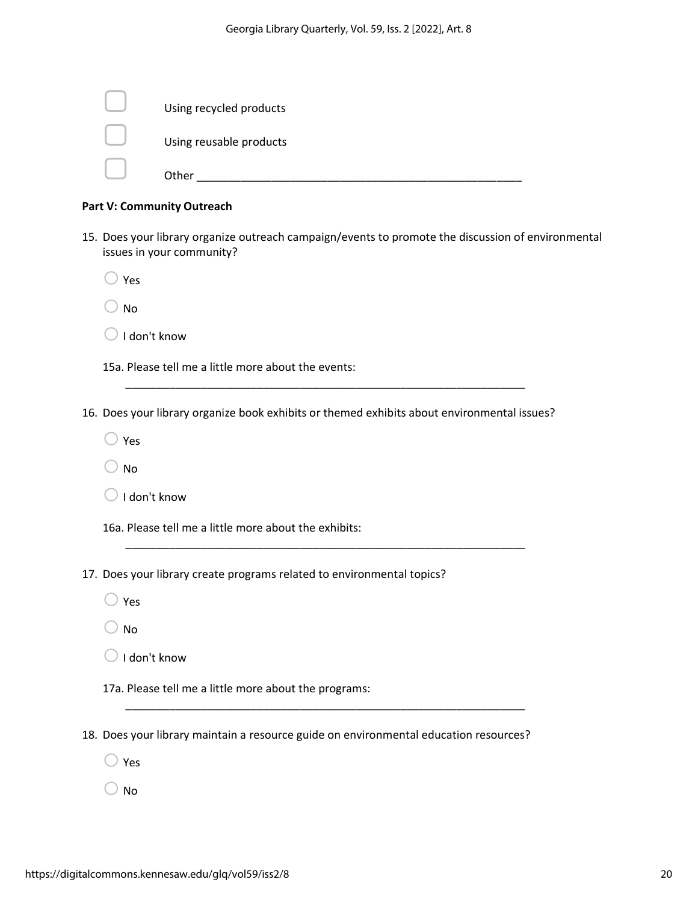- [ ] Using recycled products
- [ ] Using reusable products
- [ ] Other ____________________________________________________

**Part V: Community Outreach**

15. Does your library organize outreach campaign/events to promote the discussion of environmental issues in your community?

    ○ Yes

    ○ No

    ○ I don't know

    15a. Please tell me a little more about the events:

    ____________________________________________________________________

16. Does your library organize book exhibits or themed exhibits about environmental issues?

    ○ Yes

    ○ No

    ○ I don't know

    16a. Please tell me a little more about the exhibits:

    ____________________________________________________________________

17. Does your library create programs related to environmental topics?

    ○ Yes

    ○ No

    ○ I don't know

    17a. Please tell me a little more about the programs:

    ____________________________________________________________________

18. Does your library maintain a resource guide on environmental education resources?

    ○ Yes

    ○ No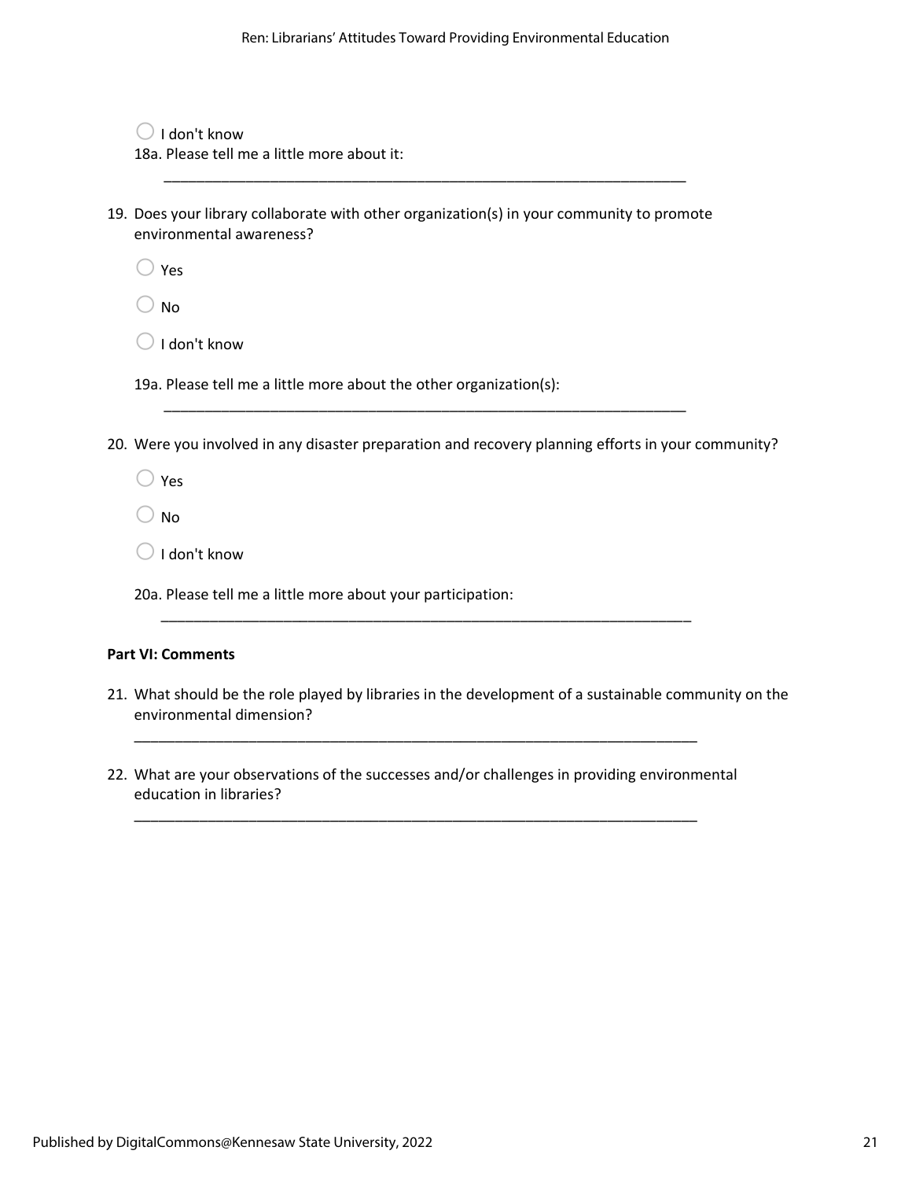○ I don't know

18a. Please tell me a little more about it:

_______________________________________________________________

19. Does your library collaborate with other organization(s) in your community to promote environmental awareness?

○ Yes

○ No

○ I don't know

19a. Please tell me a little more about the other organization(s):

_______________________________________________________________

20. Were you involved in any disaster preparation and recovery planning efforts in your community?

○ Yes

○ No

○ I don't know

20a. Please tell me a little more about your participation:

_______________________________________________________________

**Part VI: Comments**

21. What should be the role played by libraries in the development of a sustainable community on the environmental dimension?

_______________________________________________________________

22. What are your observations of the successes and/or challenges in providing environmental education in libraries?

_______________________________________________________________